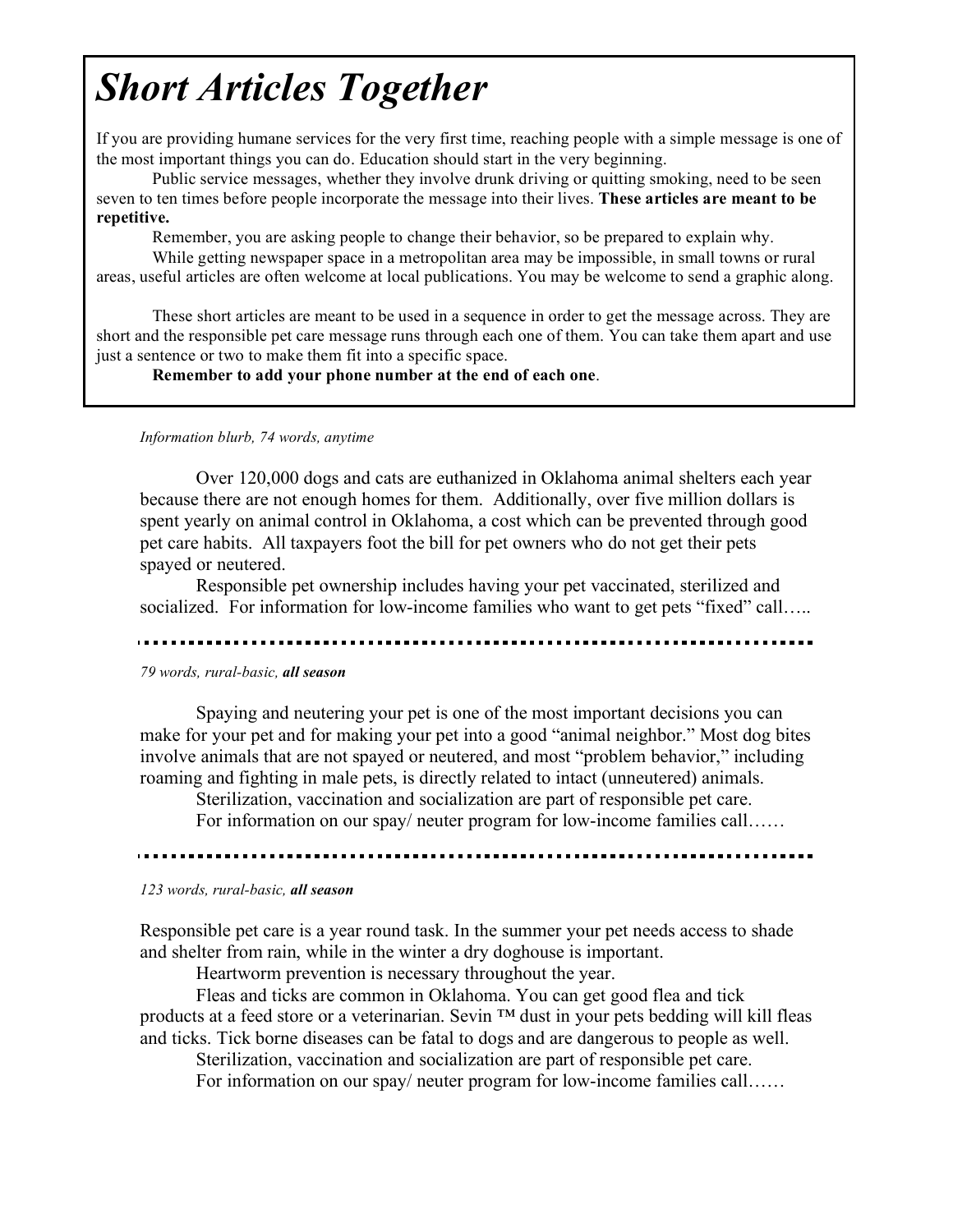# *Short Articles Together*

If you are providing humane services for the very first time, reaching people with a simple message is one of the most important things you can do. Education should start in the very beginning.

Public service messages, whether they involve drunk driving or quitting smoking, need to be seen seven to ten times before people incorporate the message into their lives. **These articles are meant to be repetitive.**

Remember, you are asking people to change their behavior, so be prepared to explain why.

While getting newspaper space in a metropolitan area may be impossible, in small towns or rural areas, useful articles are often welcome at local publications. You may be welcome to send a graphic along.

These short articles are meant to be used in a sequence in order to get the message across. They are short and the responsible pet care message runs through each one of them. You can take them apart and use just a sentence or two to make them fit into a specific space.

**Remember to add your phone number at the end of each one**.

*Information blurb, 74 words, anytime*

Over 120,000 dogs and cats are euthanized in Oklahoma animal shelters each year because there are not enough homes for them. Additionally, over five million dollars is spent yearly on animal control in Oklahoma, a cost which can be prevented through good pet care habits. All taxpayers foot the bill for pet owners who do not get their pets spayed or neutered.

Responsible pet ownership includes having your pet vaccinated, sterilized and socialized. For information for low-income families who want to get pets "fixed" call…..

---

*79 words, rural-basic, **all season***

Spaying and neutering your pet is one of the most important decisions you can make for your pet and for making your pet into a good "animal neighbor." Most dog bites involve animals that are not spayed or neutered, and most "problem behavior," including roaming and fighting in male pets, is directly related to intact (unneutered) animals.

Sterilization, vaccination and socialization are part of responsible pet care.

For information on our spay/ neuter program for low-income families call……

---

*123 words, rural-basic, **all season***

Responsible pet care is a year round task. In the summer your pet needs access to shade and shelter from rain, while in the winter a dry doghouse is important.

Heartworm prevention is necessary throughout the year.

Fleas and ticks are common in Oklahoma. You can get good flea and tick products at a feed store or a veterinarian. Sevin ™ dust in your pets bedding will kill fleas and ticks. Tick borne diseases can be fatal to dogs and are dangerous to people as well.

Sterilization, vaccination and socialization are part of responsible pet care.

For information on our spay/ neuter program for low-income families call……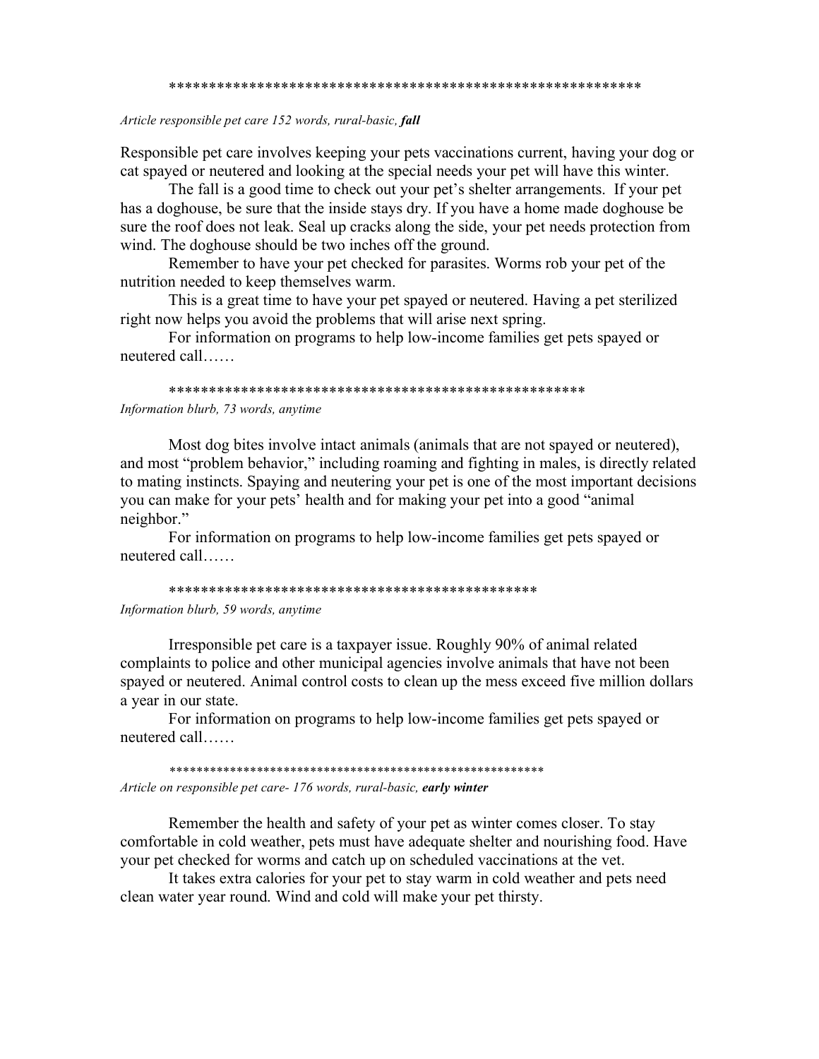************************************************************

*Article responsible pet care 152 words, rural-basic, **fall***

Responsible pet care involves keeping your pets vaccinations current, having your dog or cat spayed or neutered and looking at the special needs your pet will have this winter.

The fall is a good time to check out your pet's shelter arrangements. If your pet has a doghouse, be sure that the inside stays dry. If you have a home made doghouse be sure the roof does not leak. Seal up cracks along the side, your pet needs protection from wind. The doghouse should be two inches off the ground.

Remember to have your pet checked for parasites. Worms rob your pet of the nutrition needed to keep themselves warm.

This is a great time to have your pet spayed or neutered. Having a pet sterilized right now helps you avoid the problems that will arise next spring.

For information on programs to help low-income families get pets spayed or neutered call……

****************************************************

*Information blurb, 73 words, anytime*

Most dog bites involve intact animals (animals that are not spayed or neutered), and most "problem behavior," including roaming and fighting in males, is directly related to mating instincts. Spaying and neutering your pet is one of the most important decisions you can make for your pets' health and for making your pet into a good "animal neighbor."

For information on programs to help low-income families get pets spayed or neutered call……

**********************************************

*Information blurb, 59 words, anytime*

Irresponsible pet care is a taxpayer issue. Roughly 90% of animal related complaints to police and other municipal agencies involve animals that have not been spayed or neutered. Animal control costs to clean up the mess exceed five million dollars a year in our state.

For information on programs to help low-income families get pets spayed or neutered call……

*******************************************************

*Article on responsible pet care- 176 words, rural-basic, **early winter***

Remember the health and safety of your pet as winter comes closer. To stay comfortable in cold weather, pets must have adequate shelter and nourishing food. Have your pet checked for worms and catch up on scheduled vaccinations at the vet.

It takes extra calories for your pet to stay warm in cold weather and pets need clean water year round. Wind and cold will make your pet thirsty.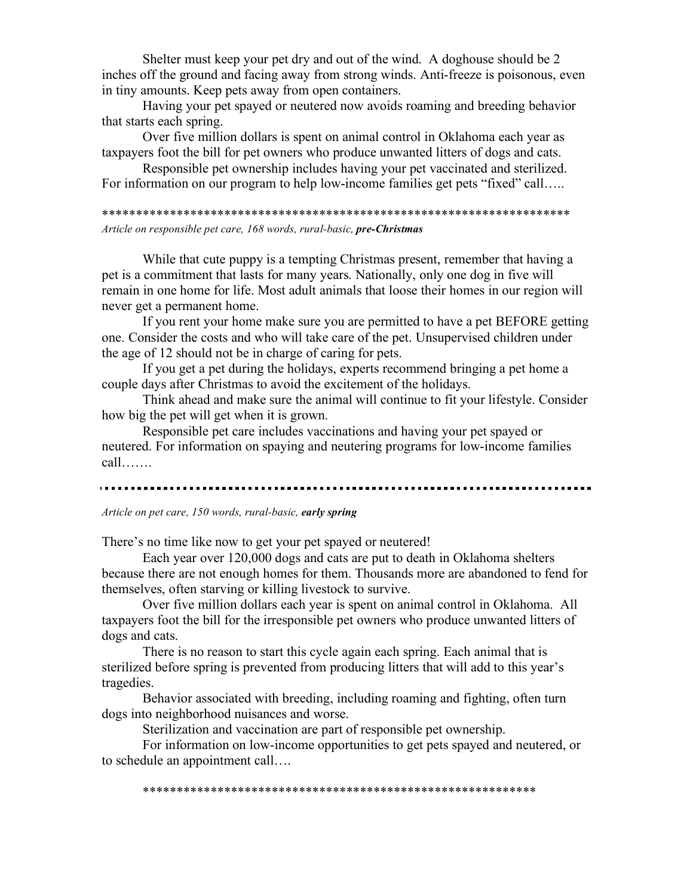Shelter must keep your pet dry and out of the wind. A doghouse should be 2 inches off the ground and facing away from strong winds. Anti-freeze is poisonous, even in tiny amounts. Keep pets away from open containers.

Having your pet spayed or neutered now avoids roaming and breeding behavior that starts each spring.

Over five million dollars is spent on animal control in Oklahoma each year as taxpayers foot the bill for pet owners who produce unwanted litters of dogs and cats.

Responsible pet ownership includes having your pet vaccinated and sterilized. For information on our program to help low-income families get pets "fixed" call…..

**********************************************************************

*Article on responsible pet care, 168 words, rural-basic,* ***pre-Christmas***

While that cute puppy is a tempting Christmas present, remember that having a pet is a commitment that lasts for many years. Nationally, only one dog in five will remain in one home for life. Most adult animals that loose their homes in our region will never get a permanent home.

If you rent your home make sure you are permitted to have a pet BEFORE getting one. Consider the costs and who will take care of the pet. Unsupervised children under the age of 12 should not be in charge of caring for pets.

If you get a pet during the holidays, experts recommend bringing a pet home a couple days after Christmas to avoid the excitement of the holidays.

Think ahead and make sure the animal will continue to fit your lifestyle. Consider how big the pet will get when it is grown.

Responsible pet care includes vaccinations and having your pet spayed or neutered. For information on spaying and neutering programs for low-income families call…….

---

*Article on pet care, 150 words, rural-basic,* ***early spring***

There's no time like now to get your pet spayed or neutered!

Each year over 120,000 dogs and cats are put to death in Oklahoma shelters because there are not enough homes for them. Thousands more are abandoned to fend for themselves, often starving or killing livestock to survive.

Over five million dollars each year is spent on animal control in Oklahoma. All taxpayers foot the bill for the irresponsible pet owners who produce unwanted litters of dogs and cats.

There is no reason to start this cycle again each spring. Each animal that is sterilized before spring is prevented from producing litters that will add to this year's tragedies.

Behavior associated with breeding, including roaming and fighting, often turn dogs into neighborhood nuisances and worse.

Sterilization and vaccination are part of responsible pet ownership.

For information on low-income opportunities to get pets spayed and neutered, or to schedule an appointment call….

**********************************************************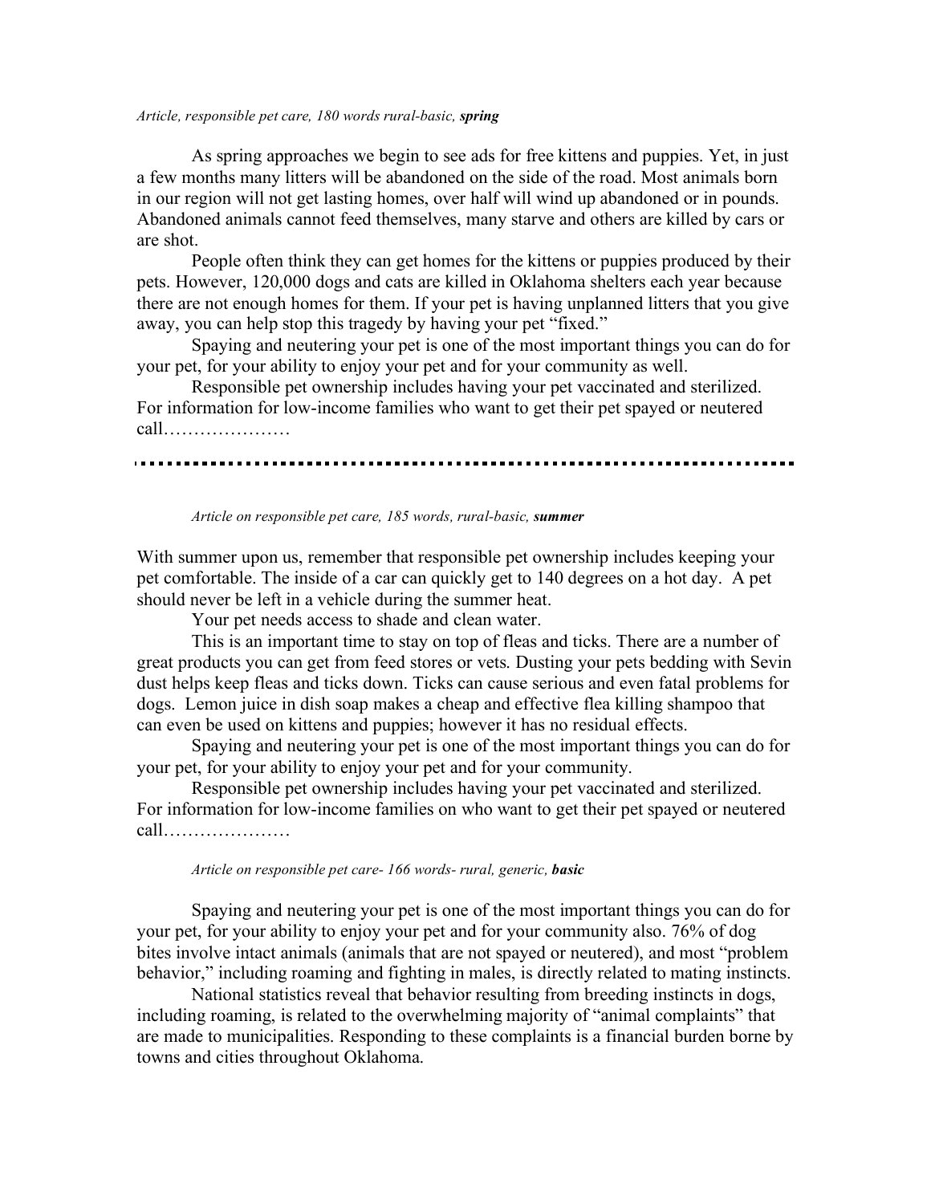*Article, responsible pet care, 180 words rural-basic, **spring***

As spring approaches we begin to see ads for free kittens and puppies. Yet, in just a few months many litters will be abandoned on the side of the road. Most animals born in our region will not get lasting homes, over half will wind up abandoned or in pounds. Abandoned animals cannot feed themselves, many starve and others are killed by cars or are shot.

People often think they can get homes for the kittens or puppies produced by their pets. However, 120,000 dogs and cats are killed in Oklahoma shelters each year because there are not enough homes for them. If your pet is having unplanned litters that you give away, you can help stop this tragedy by having your pet "fixed."

Spaying and neutering your pet is one of the most important things you can do for your pet, for your ability to enjoy your pet and for your community as well.

Responsible pet ownership includes having your pet vaccinated and sterilized. For information for low-income families who want to get their pet spayed or neutered call…………………

---

*Article on responsible pet care, 185 words, rural-basic, **summer***

With summer upon us, remember that responsible pet ownership includes keeping your pet comfortable. The inside of a car can quickly get to 140 degrees on a hot day. A pet should never be left in a vehicle during the summer heat.

Your pet needs access to shade and clean water.

This is an important time to stay on top of fleas and ticks. There are a number of great products you can get from feed stores or vets. Dusting your pets bedding with Sevin dust helps keep fleas and ticks down. Ticks can cause serious and even fatal problems for dogs. Lemon juice in dish soap makes a cheap and effective flea killing shampoo that can even be used on kittens and puppies; however it has no residual effects.

Spaying and neutering your pet is one of the most important things you can do for your pet, for your ability to enjoy your pet and for your community.

Responsible pet ownership includes having your pet vaccinated and sterilized. For information for low-income families on who want to get their pet spayed or neutered call…………………

*Article on responsible pet care- 166 words- rural, generic, **basic***

Spaying and neutering your pet is one of the most important things you can do for your pet, for your ability to enjoy your pet and for your community also. 76% of dog bites involve intact animals (animals that are not spayed or neutered), and most "problem behavior," including roaming and fighting in males, is directly related to mating instincts.

National statistics reveal that behavior resulting from breeding instincts in dogs, including roaming, is related to the overwhelming majority of "animal complaints" that are made to municipalities. Responding to these complaints is a financial burden borne by towns and cities throughout Oklahoma.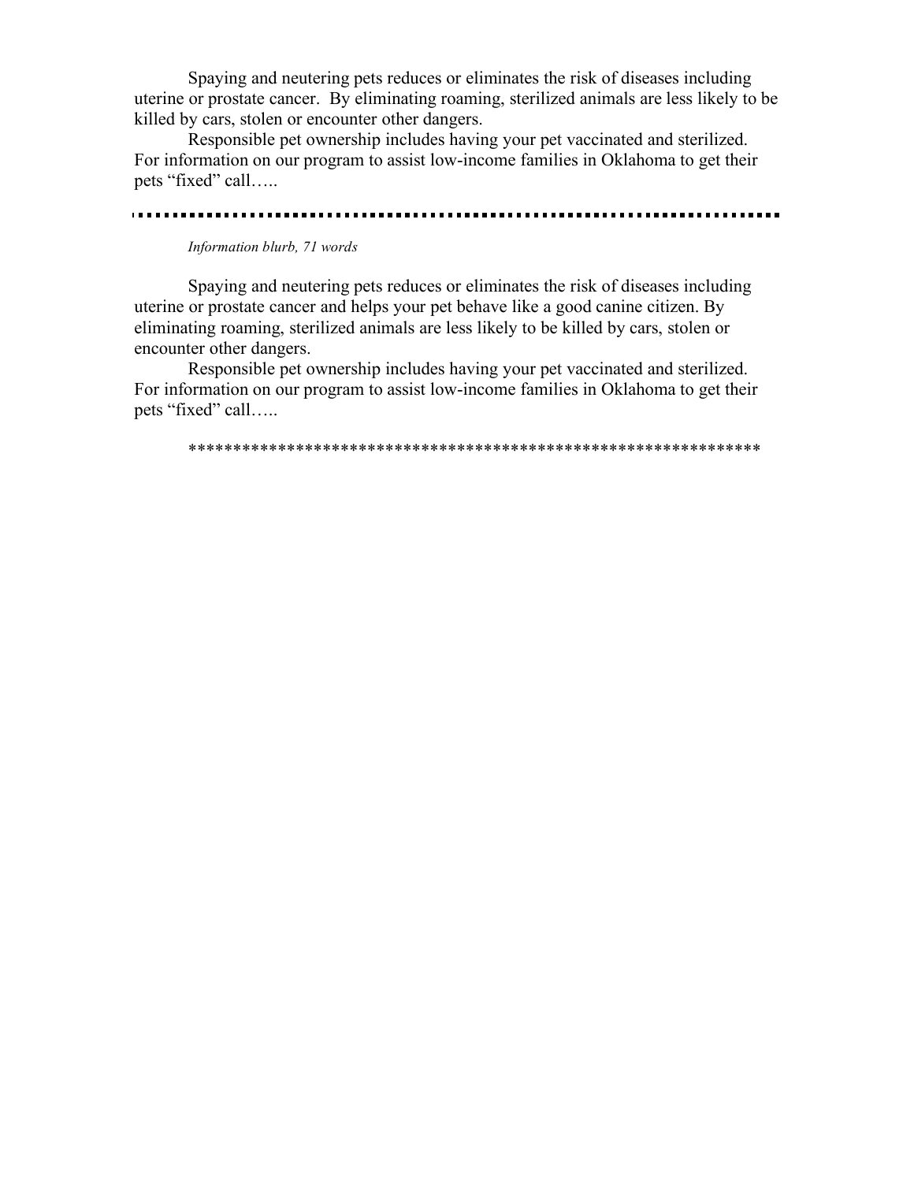Spaying and neutering pets reduces or eliminates the risk of diseases including uterine or prostate cancer.  By eliminating roaming, sterilized animals are less likely to be killed by cars, stolen or encounter other dangers.

Responsible pet ownership includes having your pet vaccinated and sterilized. For information on our program to assist low-income families in Oklahoma to get their pets "fixed" call…..

---

*Information blurb, 71 words*

Spaying and neutering pets reduces or eliminates the risk of diseases including uterine or prostate cancer and helps your pet behave like a good canine citizen. By eliminating roaming, sterilized animals are less likely to be killed by cars, stolen or encounter other dangers.

Responsible pet ownership includes having your pet vaccinated and sterilized. For information on our program to assist low-income families in Oklahoma to get their pets "fixed" call…..

****************************************************************